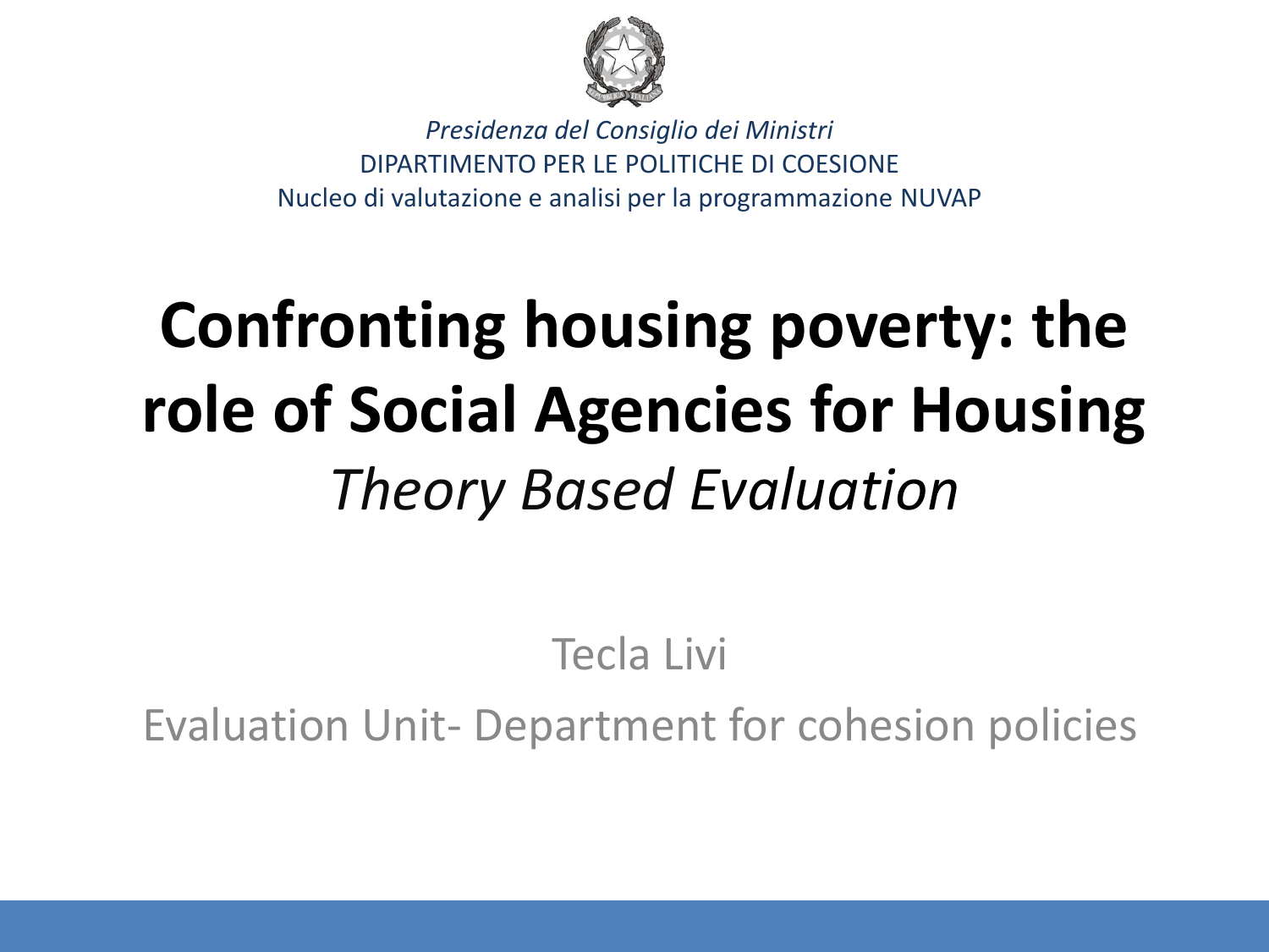*Presidenza del Consiglio dei Ministri*
DIPARTIMENTO PER LE POLITICHE DI COESIONE
Nucleo di valutazione e analisi per la programmazione NUVAP

# Confronting housing poverty: the role of Social Agencies for Housing

*Theory Based Evaluation*

Tecla Livi

Evaluation Unit- Department for cohesion policies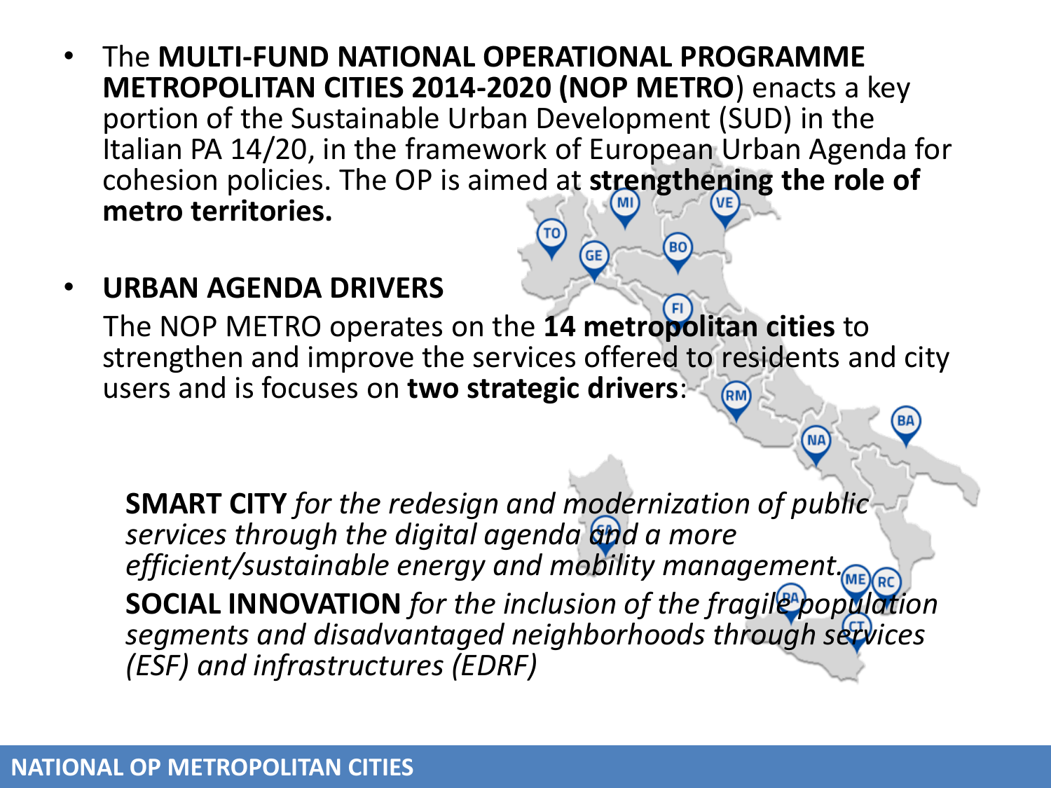- The **MULTI-FUND NATIONAL OPERATIONAL PROGRAMME METROPOLITAN CITIES 2014-2020 (NOP METRO**) enacts a key portion of the Sustainable Urban Development (SUD) in the Italian PA 14/20, in the framework of European Urban Agenda for cohesion policies. The OP is aimed at **strengthening the role of metro territories.**

- **URBAN AGENDA DRIVERS**

  The NOP METRO operates on the **14 metropolitan cities** to strengthen and improve the services offered to residents and city users and is focuses on **two strategic drivers**:

  **SMART CITY** *for the redesign and modernization of public services through the digital agenda and a more efficient/sustainable energy and mobility management.*

  **SOCIAL INNOVATION** *for the inclusion of the fragile population segments and disadvantaged neighborhoods through services (ESF) and infrastructures (EDRF)*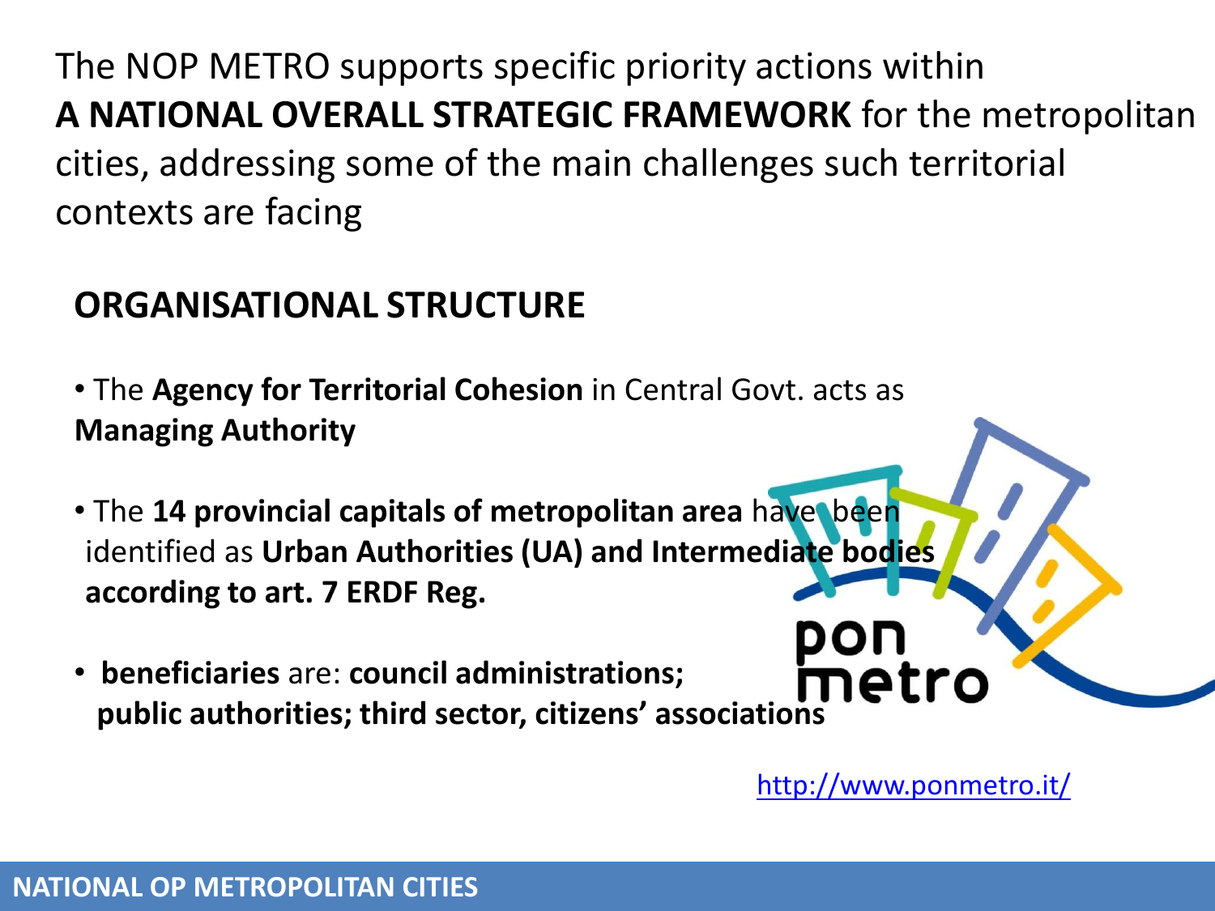The NOP METRO supports specific priority actions within **A NATIONAL OVERALL STRATEGIC FRAMEWORK** for the metropolitan cities, addressing some of the main challenges such territorial contexts are facing

## ORGANISATIONAL STRUCTURE

- The **Agency for Territorial Cohesion** in Central Govt. acts as **Managing Authority**
- The **14 provincial capitals of metropolitan area** have been identified as **Urban Authorities (UA) and Intermediate bodies according to art. 7 ERDF Reg.**
- **beneficiaries** are: **council administrations; public authorities; third sector, citizens' associations**

http://www.ponmetro.it/

NATIONAL OP METROPOLITAN CITIES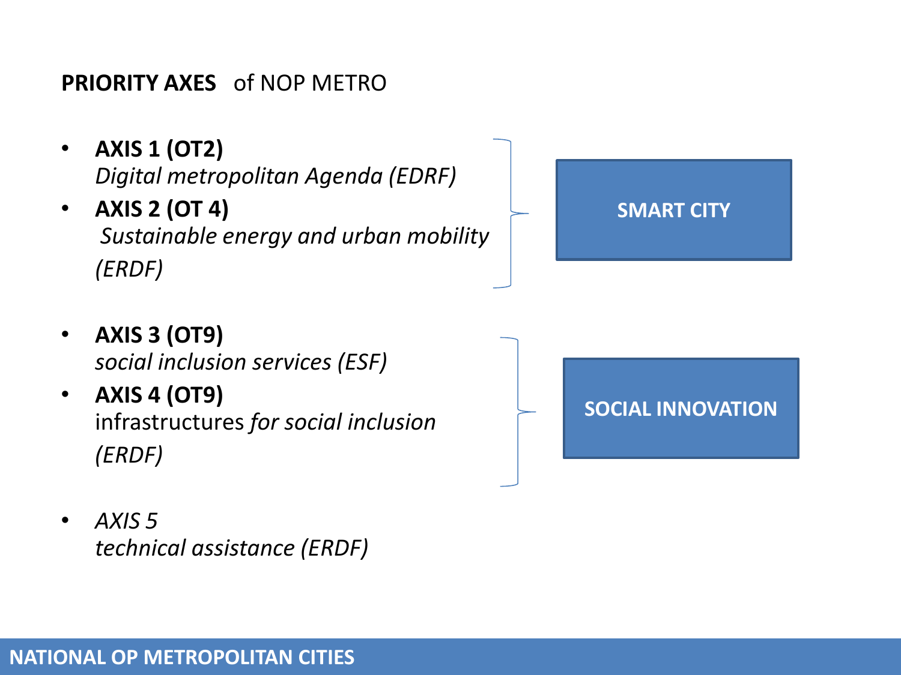**PRIORITY AXES** of NOP METRO

- **AXIS 1 (OT2)**
  *Digital metropolitan Agenda (EDRF)*
- **AXIS 2 (OT 4)**
  *Sustainable energy and urban mobility (ERDF)*

→ **SMART CITY**

- **AXIS 3 (OT9)**
  *social inclusion services (ESF)*
- **AXIS 4 (OT9)**
  infrastructures *for social inclusion (ERDF)*

→ **SOCIAL INNOVATION**

- *AXIS 5*
  *technical assistance (ERDF)*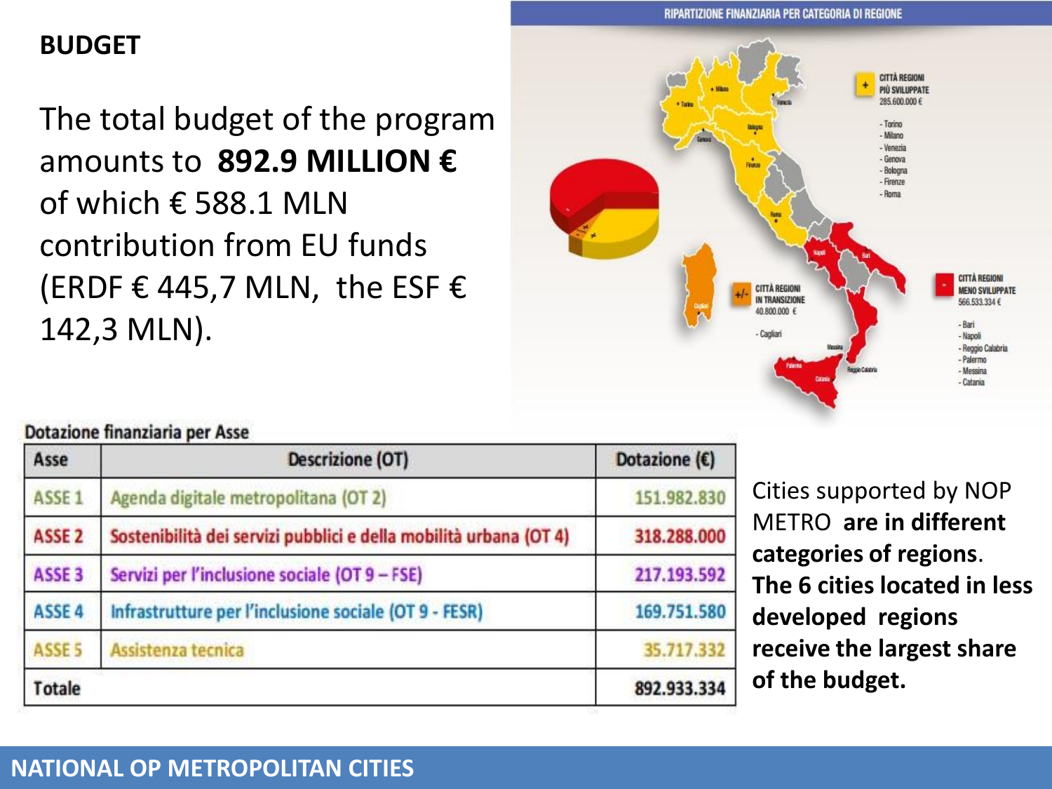## BUDGET

The total budget of the program amounts to **892.9 MILLION €** of which € 588.1 MLN contribution from EU funds (ERDF € 445,7 MLN, the ESF € 142,3 MLN).

RIPARTIZIONE FINANZIARIA PER CATEGORIA DI REGIONE

**+ CITTÀ REGIONI PIÙ SVILUPPATE** 285.600.000 €

- Torino
- Milano
- Venezia
- Genova
- Bologna
- Firenze
- Roma

**+/- CITTÀ REGIONI IN TRANSIZIONE** 40.800.000 €

- Cagliari

**- CITTÀ REGIONI MENO SVILUPPATE** 566.533.334 €

- Bari
- Napoli
- Reggio Calabria
- Palermo
- Messina
- Catania

**Dotazione finanziaria per Asse**

| Asse | Descrizione (OT) | Dotazione (€) |
| --- | --- | --- |
| ASSE 1 | Agenda digitale metropolitana (OT 2) | 151.982.830 |
| ASSE 2 | Sostenibilità dei servizi pubblici e della mobilità urbana (OT 4) | 318.288.000 |
| ASSE 3 | Servizi per l'inclusione sociale (OT 9 – FSE) | 217.193.592 |
| ASSE 4 | Infrastrutture per l'inclusione sociale (OT 9 - FESR) | 169.751.580 |
| ASSE 5 | Assistenza tecnica | 35.717.332 |
| Totale | | 892.933.334 |

Cities supported by NOP METRO **are in different categories of regions**. **The 6 cities located in less developed regions receive the largest share of the budget.**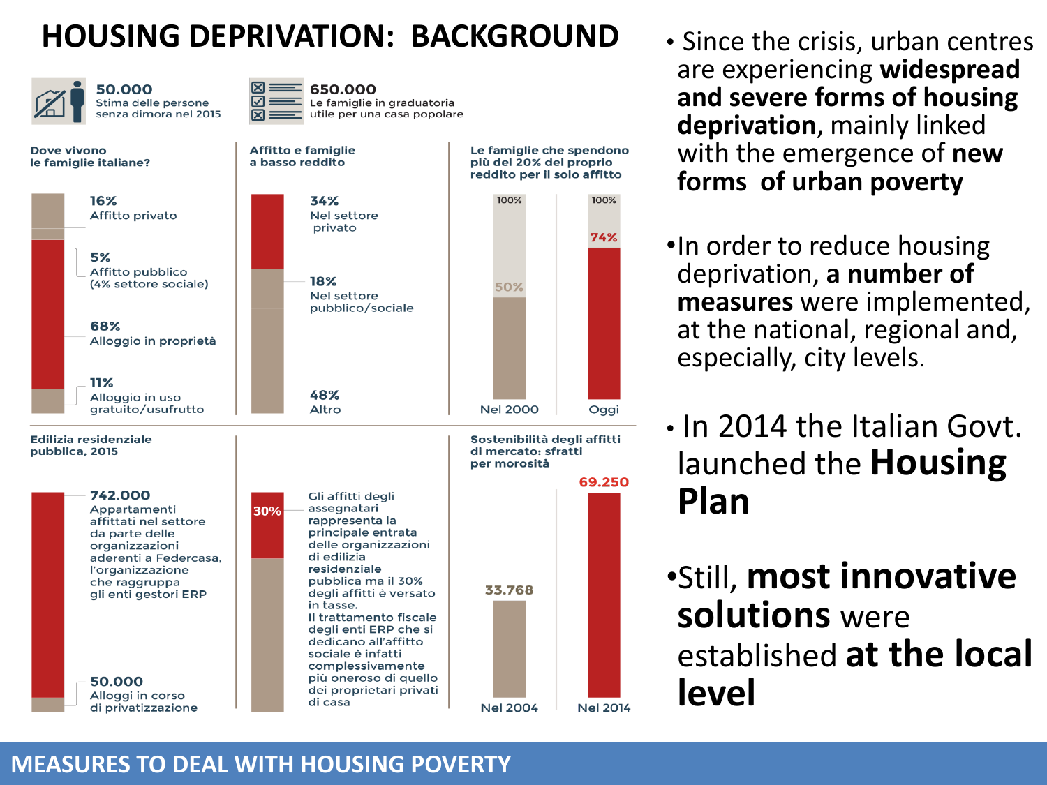# HOUSING DEPRIVATION: BACKGROUND

**50.000**
Stima delle persone senza dimora nel 2015

**650.000**
Le famiglie in graduatoria utile per una casa popolare

**Dove vivono le famiglie italiane?**

- **16%** Affitto privato
- **5%** Affitto pubblico (4% settore sociale)
- **68%** Alloggio in proprietà
- **11%** Alloggio in uso gratuito/usufrutto

**Affitto e famiglie a basso reddito**

- **34%** Nel settore privato
- **18%** Nel settore pubblico/sociale
- **48%** Altro

**Le famiglie che spendono più del 20% del proprio reddito per il solo affitto**

- Nel 2000: 50%
- Oggi: 74%

**Edilizia residenziale pubblica, 2015**

- **742.000** Appartamenti affittati nel settore da parte delle organizzazioni aderenti a Federcasa, l'organizzazione che raggruppa gli enti gestori ERP
- **50.000** Alloggi in corso di privatizzazione

**30%** Gli affitti degli assegnatari rappresenta la principale entrata delle organizzazioni di edilizia residenziale pubblica ma il 30% degli affitti è versato in tasse. Il trattamento fiscale degli enti ERP che si dedicano all'affitto sociale è infatti complessivamente più oneroso di quello dei proprietari privati di casa

**Sostenibilità degli affitti di mercato: sfratti per morosità**

- Nel 2004: 33.768
- Nel 2014: 69.250

- Since the crisis, urban centres are experiencing **widespread and severe forms of housing deprivation**, mainly linked with the emergence of **new forms of urban poverty**
- In order to reduce housing deprivation, **a number of measures** were implemented, at the national, regional and, especially, city levels.
- In 2014 the Italian Govt. launched the **Housing Plan**
- Still, **most innovative solutions** were established **at the local level**

MEASURES TO DEAL WITH HOUSING POVERTY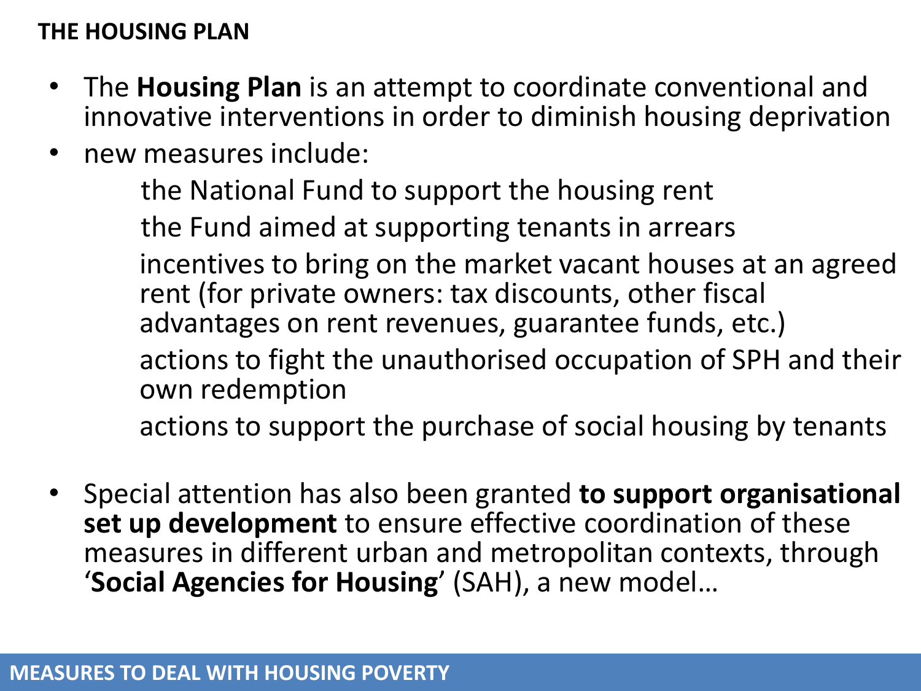## THE HOUSING PLAN

- The **Housing Plan** is an attempt to coordinate conventional and innovative interventions in order to diminish housing deprivation
- new measures include:
  - the National Fund to support the housing rent
  - the Fund aimed at supporting tenants in arrears
  - incentives to bring on the market vacant houses at an agreed rent (for private owners: tax discounts, other fiscal advantages on rent revenues, guarantee funds, etc.)
  - actions to fight the unauthorised occupation of SPH and their own redemption
  - actions to support the purchase of social housing by tenants
- Special attention has also been granted **to support organisational set up development** to ensure effective coordination of these measures in different urban and metropolitan contexts, through '**Social Agencies for Housing**' (SAH), a new model…

MEASURES TO DEAL WITH HOUSING POVERTY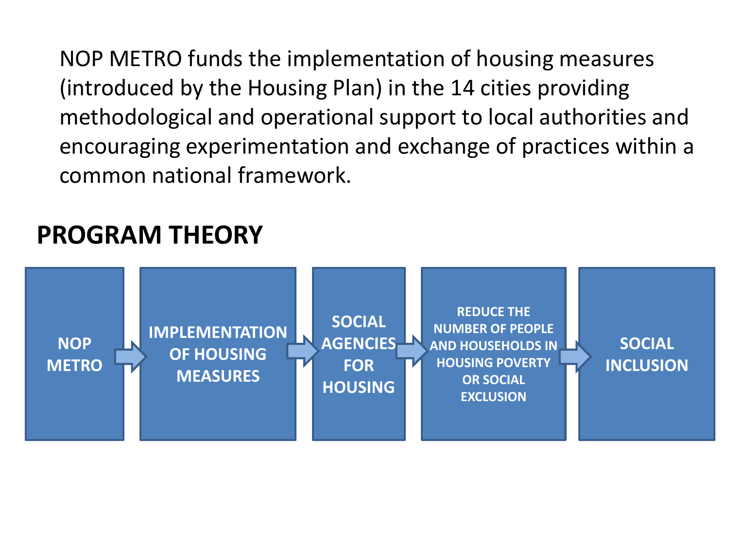NOP METRO funds the implementation of housing measures (introduced by the Housing Plan) in the 14 cities providing methodological and operational support to local authorities and encouraging experimentation and exchange of practices within a common national framework.

## PROGRAM THEORY

NOP METRO → IMPLEMENTATION OF HOUSING MEASURES → SOCIAL AGENCIES FOR HOUSING → REDUCE THE NUMBER OF PEOPLE AND HOUSEHOLDS IN HOUSING POVERTY OR SOCIAL EXCLUSION → SOCIAL INCLUSION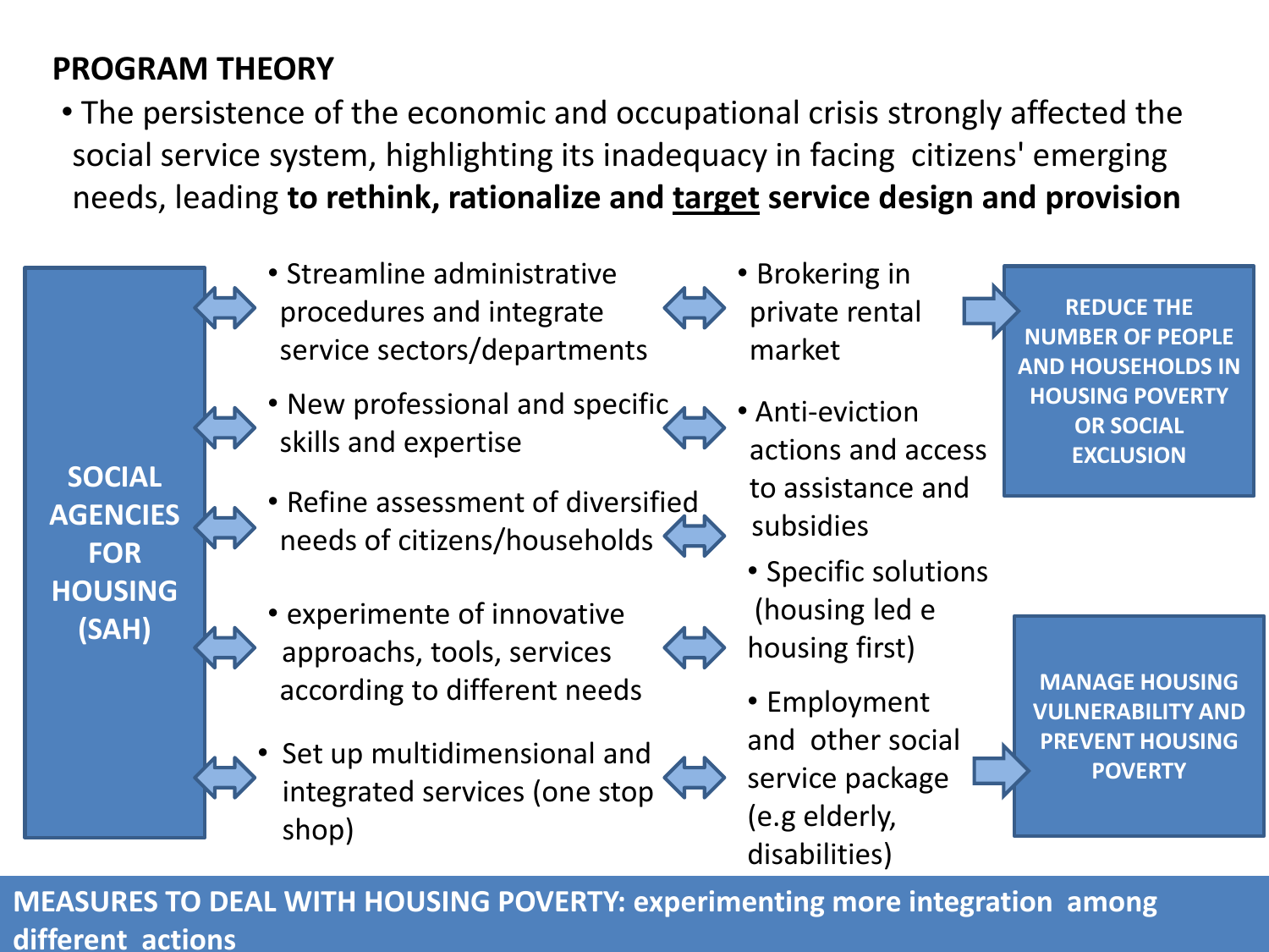## PROGRAM THEORY

- The persistence of the economic and occupational crisis strongly affected the social service system, highlighting its inadequacy in facing citizens' emerging needs, leading **to rethink, rationalize and <u>target</u> service design and provision**

**SOCIAL AGENCIES FOR HOUSING (SAH)**

- Streamline administrative procedures and integrate service sectors/departments
- New professional and specific skills and expertise
- Refine assessment of diversified needs of citizens/households
- experimente of innovative approachs, tools, services according to different needs
- Set up multidimensional and integrated services (one stop shop)

- Brokering in private rental market
- Anti-eviction actions and access to assistance and subsidies
- Specific solutions (housing led e housing first)
- Employment and other social service package (e.g elderly, disabilities)

**REDUCE THE NUMBER OF PEOPLE AND HOUSEHOLDS IN HOUSING POVERTY OR SOCIAL EXCLUSION**

**MANAGE HOUSING VULNERABILITY AND PREVENT HOUSING POVERTY**

**MEASURES TO DEAL WITH HOUSING POVERTY: experimenting more integration among different actions**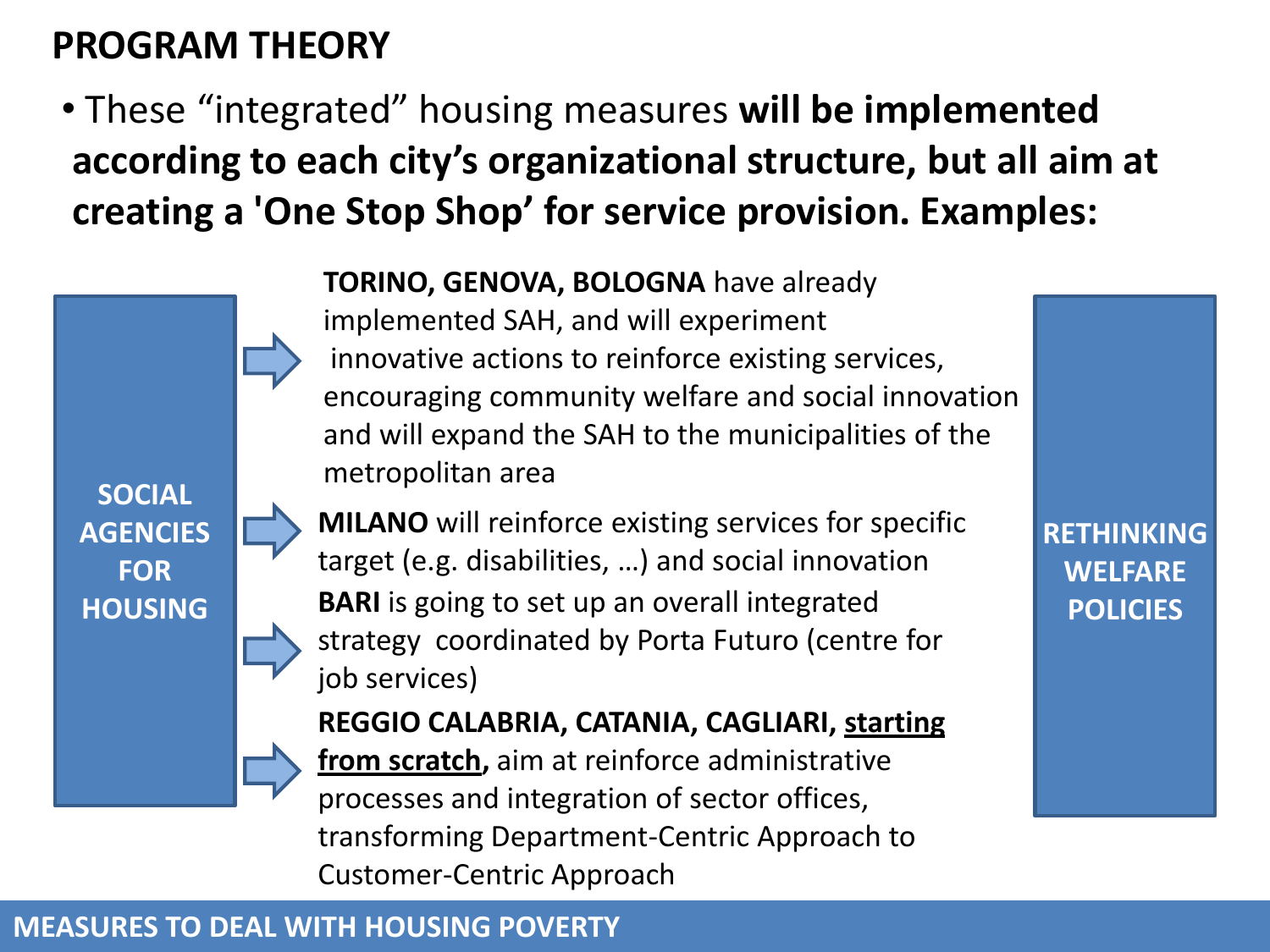# PROGRAM THEORY

- These "integrated" housing measures **will be implemented according to each city's organizational structure, but all aim at creating a 'One Stop Shop' for service provision. Examples:**

**SOCIAL AGENCIES FOR HOUSING**

- **TORINO, GENOVA, BOLOGNA** have already implemented SAH, and will experiment innovative actions to reinforce existing services, encouraging community welfare and social innovation and will expand the SAH to the municipalities of the metropolitan area
- **MILANO** will reinforce existing services for specific target (e.g. disabilities, …) and social innovation
- **BARI** is going to set up an overall integrated strategy coordinated by Porta Futuro (centre for job services)
- **REGGIO CALABRIA, CATANIA, CAGLIARI, starting from scratch,** aim at reinforce administrative processes and integration of sector offices, transforming Department-Centric Approach to Customer-Centric Approach

**RETHINKING WELFARE POLICIES**

MEASURES TO DEAL WITH HOUSING POVERTY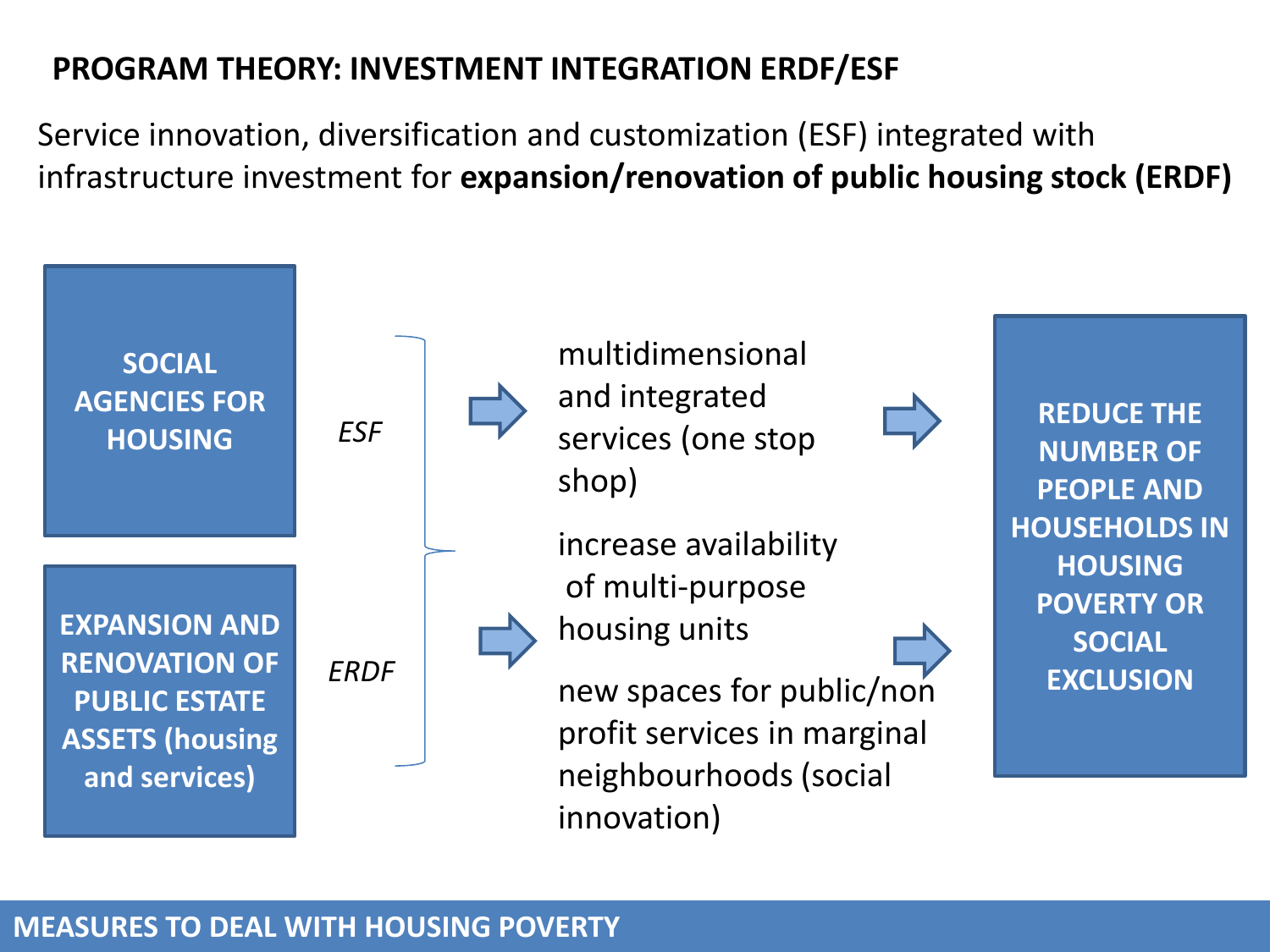# PROGRAM THEORY: INVESTMENT INTEGRATION ERDF/ESF

Service innovation, diversification and customization (ESF) integrated with infrastructure investment for **expansion/renovation of public housing stock (ERDF)**

**SOCIAL AGENCIES FOR HOUSING**

*ESF*

**EXPANSION AND RENOVATION OF PUBLIC ESTATE ASSETS (housing and services)**

*ERDF*

- multidimensional and integrated services (one stop shop)
- increase availability of multi-purpose housing units
- new spaces for public/non profit services in marginal neighbourhoods (social innovation)

**REDUCE THE NUMBER OF PEOPLE AND HOUSEHOLDS IN HOUSING POVERTY OR SOCIAL EXCLUSION**

**MEASURES TO DEAL WITH HOUSING POVERTY**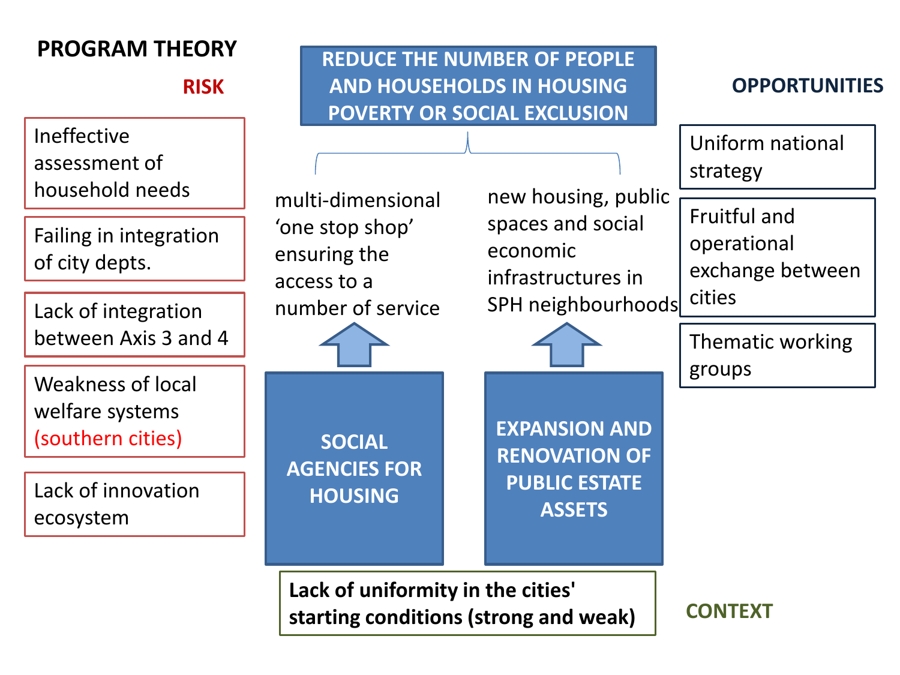# PROGRAM THEORY

**REDUCE THE NUMBER OF PEOPLE AND HOUSEHOLDS IN HOUSING POVERTY OR SOCIAL EXCLUSION**

## RISK

- Ineffective assessment of household needs
- Failing in integration of city depts.
- Lack of integration between Axis 3 and 4
- Weakness of local welfare systems (southern cities)
- Lack of innovation ecosystem

## OPPORTUNITIES

- Uniform national strategy
- Fruitful and operational exchange between cities
- Thematic working groups

**SOCIAL AGENCIES FOR HOUSING** → multi-dimensional ‘one stop shop’ ensuring the access to a number of service

**EXPANSION AND RENOVATION OF PUBLIC ESTATE ASSETS** → new housing, public spaces and social economic infrastructures in SPH neighbourhoods

## CONTEXT

**Lack of uniformity in the cities' starting conditions (strong and weak)**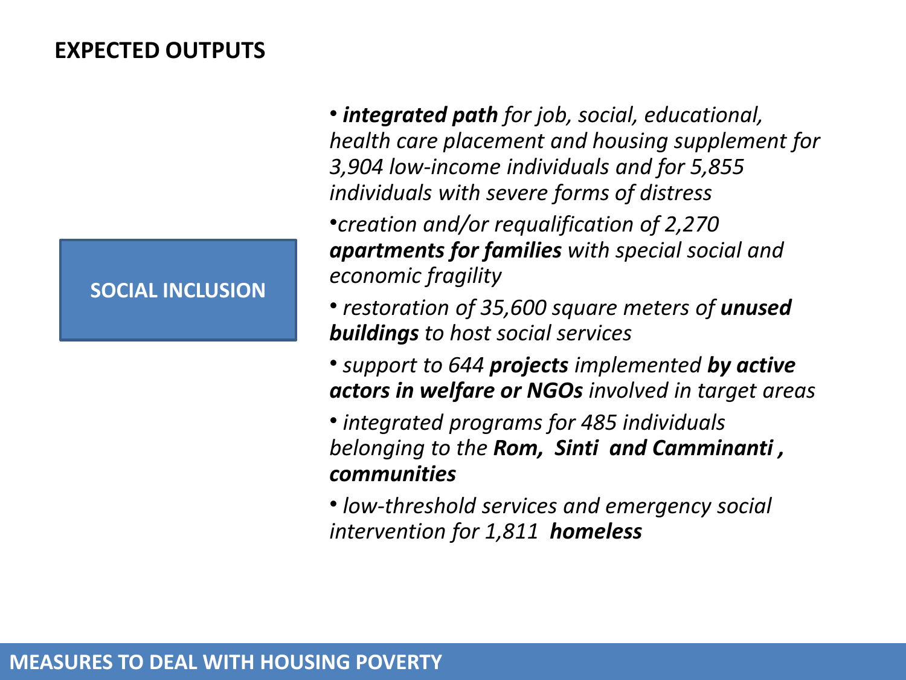# EXPECTED OUTPUTS

## SOCIAL INCLUSION

- ***integrated path*** *for job, social, educational, health care placement and housing supplement for 3,904 low-income individuals and for 5,855 individuals with severe forms of distress*
- *creation and/or requalification of 2,270* ***apartments for families*** *with special social and economic fragility*
- *restoration of 35,600 square meters of* ***unused buildings*** *to host social services*
- *support to 644* ***projects*** *implemented* ***by active actors in welfare or NGOs*** *involved in target areas*
- *integrated programs for 485 individuals belonging to the* ***Rom, Sinti and Camminanti , communities***
- *low-threshold services and emergency social intervention for 1,811* ***homeless***

MEASURES TO DEAL WITH HOUSING POVERTY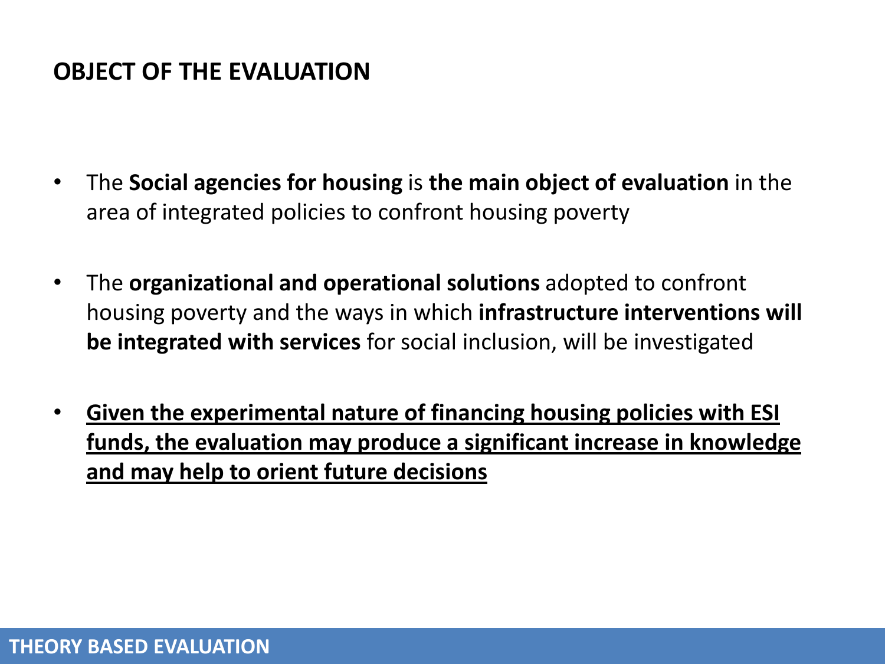# OBJECT OF THE EVALUATION

- The **Social agencies for housing** is **the main object of evaluation** in the area of integrated policies to confront housing poverty
- The **organizational and operational solutions** adopted to confront housing poverty and the ways in which **infrastructure interventions will be integrated with services** for social inclusion, will be investigated
- **Given the experimental nature of financing housing policies with ESI funds, the evaluation may produce a significant increase in knowledge and may help to orient future decisions**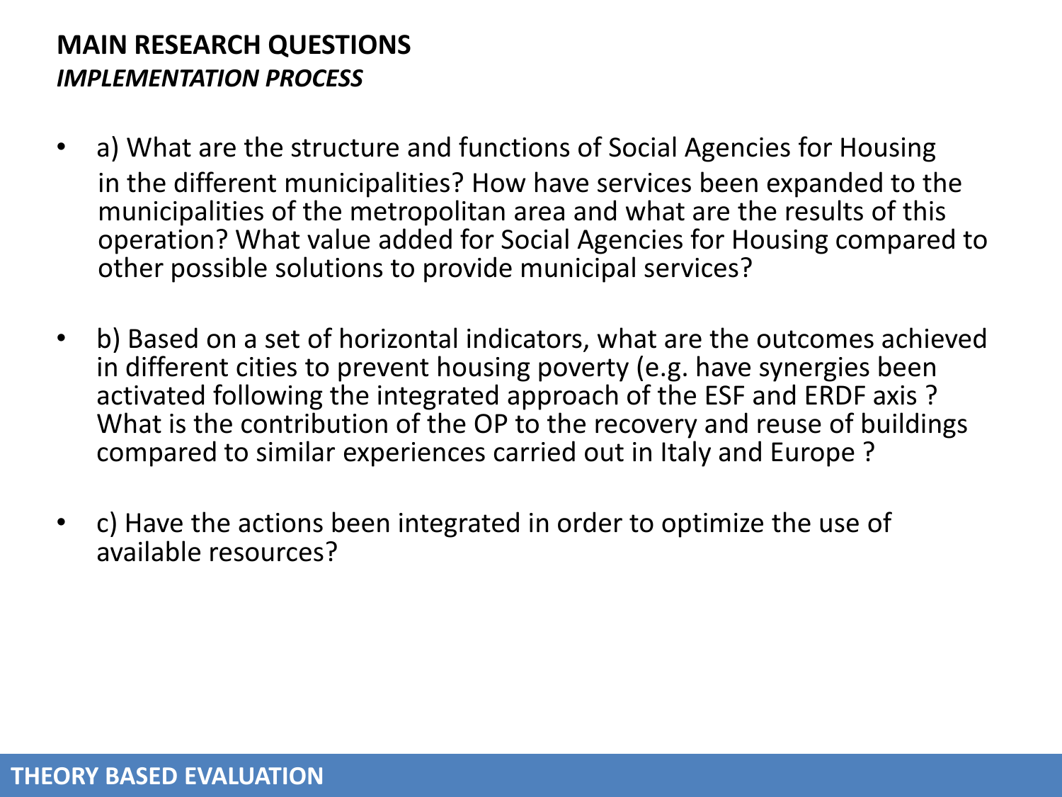**MAIN RESEARCH QUESTIONS**
***IMPLEMENTATION PROCESS***

- a) What are the structure and functions of Social Agencies for Housing in the different municipalities? How have services been expanded to the municipalities of the metropolitan area and what are the results of this operation? What value added for Social Agencies for Housing compared to other possible solutions to provide municipal services?

- b) Based on a set of horizontal indicators, what are the outcomes achieved in different cities to prevent housing poverty (e.g. have synergies been activated following the integrated approach of the ESF and ERDF axis ? What is the contribution of the OP to the recovery and reuse of buildings compared to similar experiences carried out in Italy and Europe ?

- c) Have the actions been integrated in order to optimize the use of available resources?

**THEORY BASED EVALUATION**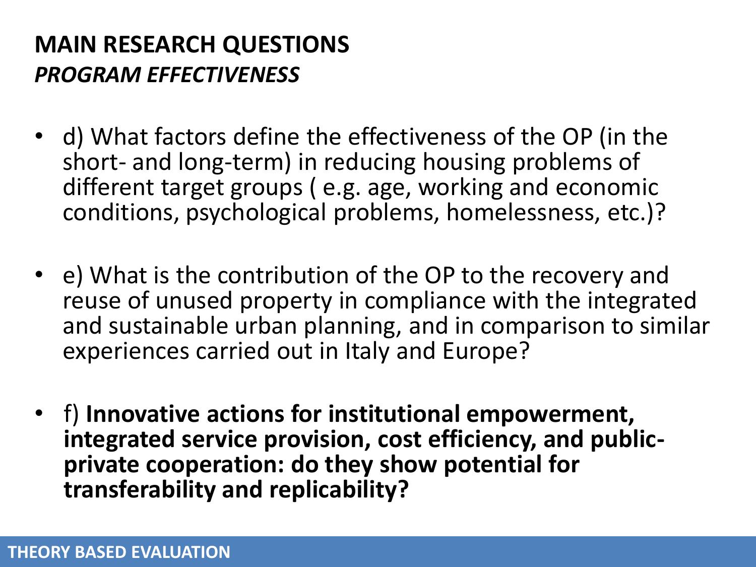# MAIN RESEARCH QUESTIONS

## *PROGRAM EFFECTIVENESS*

- d) What factors define the effectiveness of the OP (in the short- and long-term) in reducing housing problems of different target groups ( e.g. age, working and economic conditions, psychological problems, homelessness, etc.)?
- e) What is the contribution of the OP to the recovery and reuse of unused property in compliance with the integrated and sustainable urban planning, and in comparison to similar experiences carried out in Italy and Europe?
- f) **Innovative actions for institutional empowerment, integrated service provision, cost efficiency, and public-private cooperation: do they show potential for transferability and replicability?**

THEORY BASED EVALUATION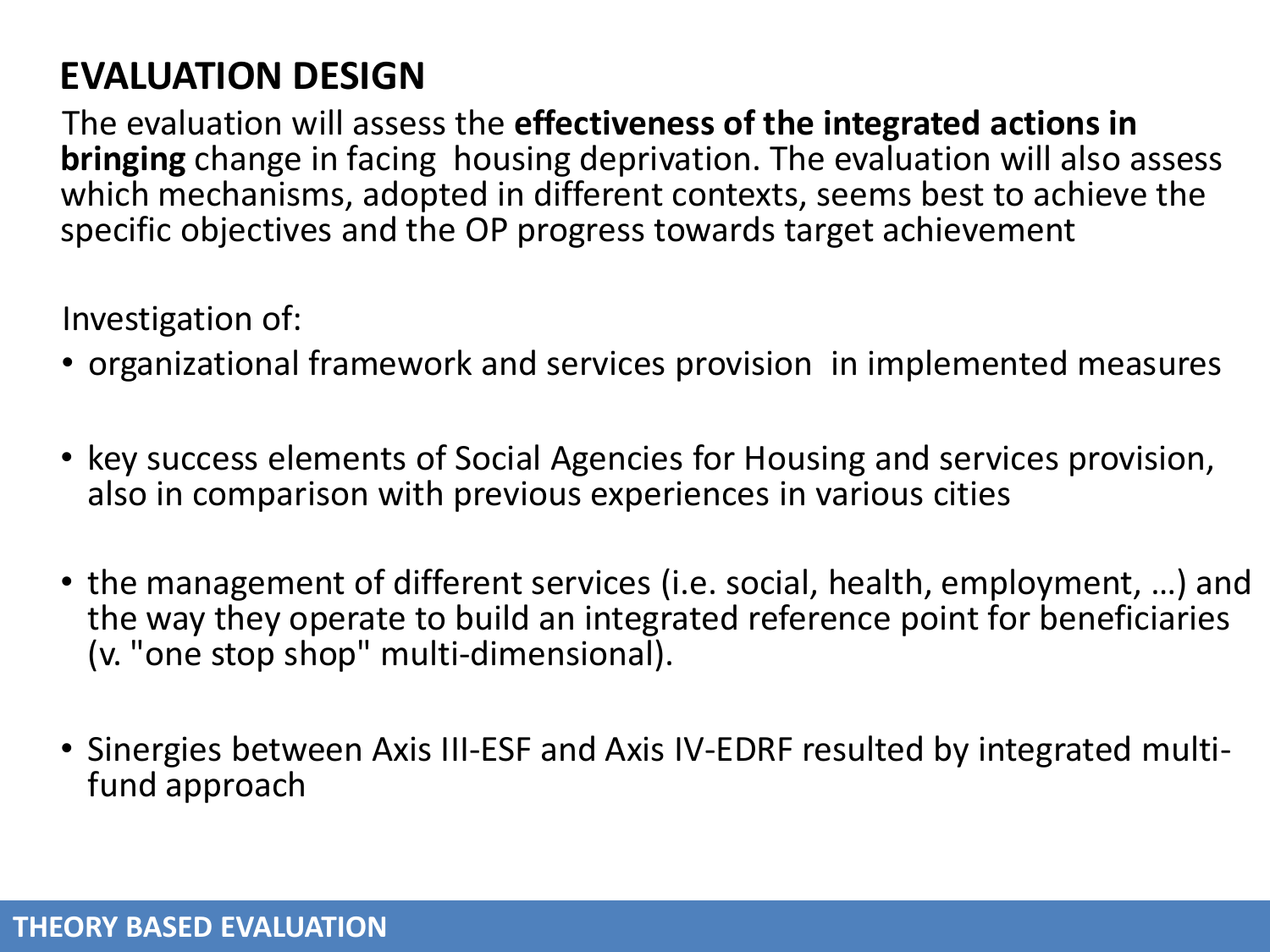## EVALUATION DESIGN

The evaluation will assess the **effectiveness of the integrated actions in bringing** change in facing housing deprivation. The evaluation will also assess which mechanisms, adopted in different contexts, seems best to achieve the specific objectives and the OP progress towards target achievement

Investigation of:

- organizational framework and services provision in implemented measures
- key success elements of Social Agencies for Housing and services provision, also in comparison with previous experiences in various cities
- the management of different services (i.e. social, health, employment, …) and the way they operate to build an integrated reference point for beneficiaries (v. "one stop shop" multi-dimensional).
- Sinergies between Axis III-ESF and Axis IV-EDRF resulted by integrated multi-fund approach

**THEORY BASED EVALUATION**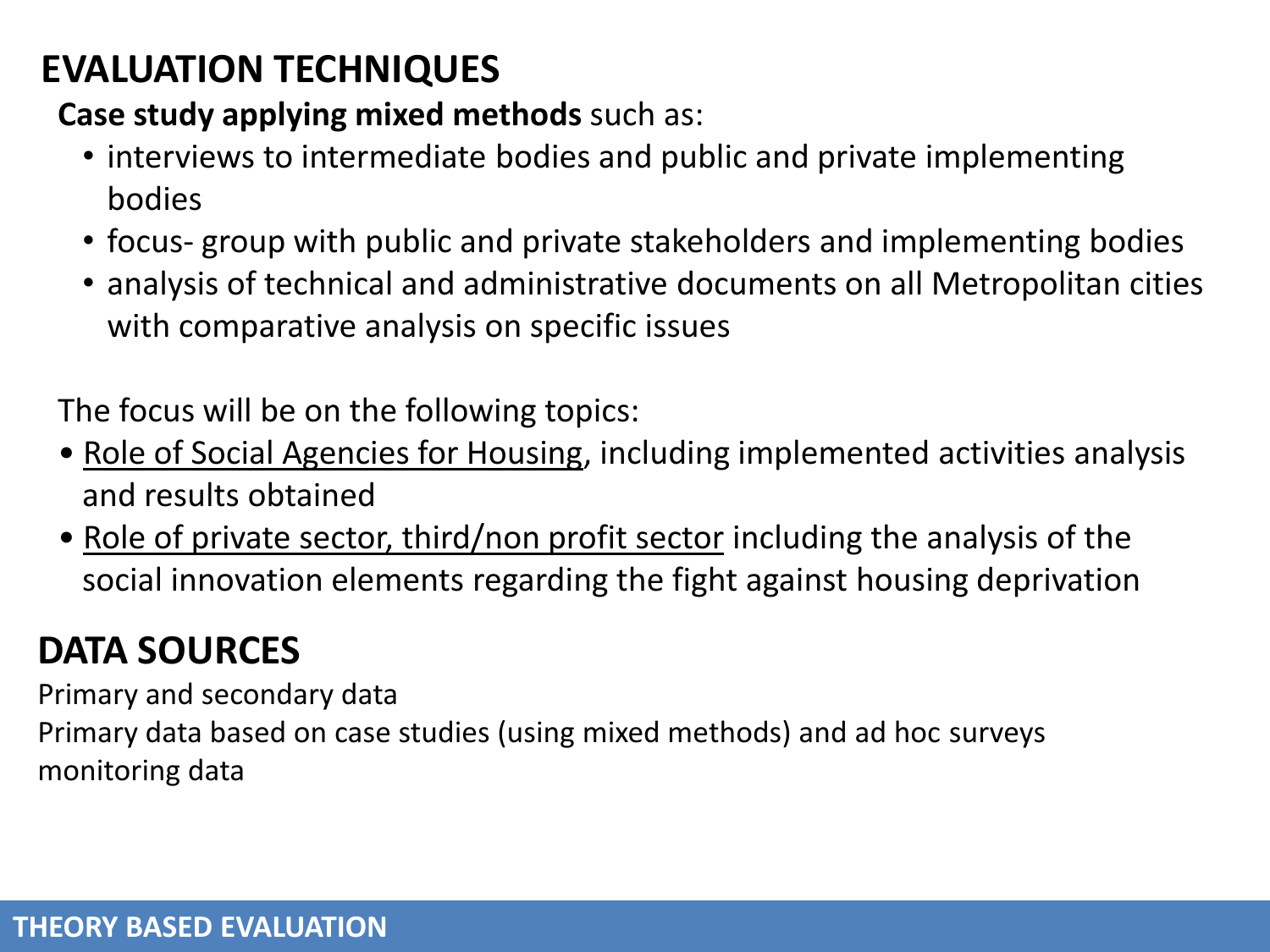## EVALUATION TECHNIQUES

**Case study applying mixed methods** such as:

- interviews to intermediate bodies and public and private implementing bodies
- focus- group with public and private stakeholders and implementing bodies
- analysis of technical and administrative documents on all Metropolitan cities with comparative analysis on specific issues

The focus will be on the following topics:

- <u>Role of Social Agencies for Housing</u>, including implemented activities analysis and results obtained
- <u>Role of private sector, third/non profit sector</u> including the analysis of the social innovation elements regarding the fight against housing deprivation

## DATA SOURCES

Primary and secondary data

Primary data based on case studies (using mixed methods) and ad hoc surveys

monitoring data

THEORY BASED EVALUATION